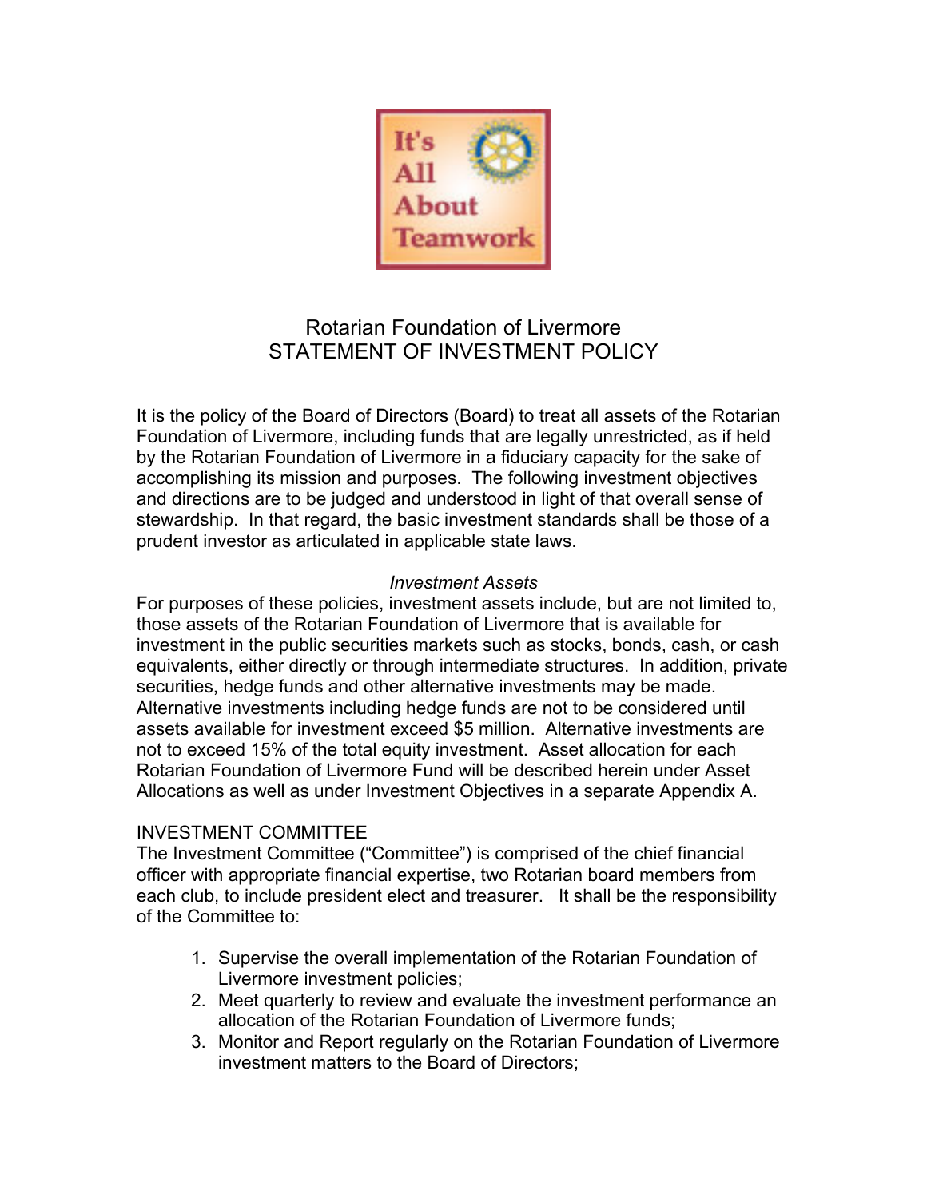# Rotarian Foundation of Livermore
# STATEMENT OF INVESTMENT POLICY

It is the policy of the Board of Directors (Board) to treat all assets of the Rotarian Foundation of Livermore, including funds that are legally unrestricted, as if held by the Rotarian Foundation of Livermore in a fiduciary capacity for the sake of accomplishing its mission and purposes. The following investment objectives and directions are to be judged and understood in light of that overall sense of stewardship. In that regard, the basic investment standards shall be those of a prudent investor as articulated in applicable state laws.

*Investment Assets*

For purposes of these policies, investment assets include, but are not limited to, those assets of the Rotarian Foundation of Livermore that is available for investment in the public securities markets such as stocks, bonds, cash, or cash equivalents, either directly or through intermediate structures. In addition, private securities, hedge funds and other alternative investments may be made. Alternative investments including hedge funds are not to be considered until assets available for investment exceed $5 million. Alternative investments are not to exceed 15% of the total equity investment. Asset allocation for each Rotarian Foundation of Livermore Fund will be described herein under Asset Allocations as well as under Investment Objectives in a separate Appendix A.

## INVESTMENT COMMITTEE

The Investment Committee ("Committee") is comprised of the chief financial officer with appropriate financial expertise, two Rotarian board members from each club, to include president elect and treasurer. It shall be the responsibility of the Committee to:

1. Supervise the overall implementation of the Rotarian Foundation of Livermore investment policies;
2. Meet quarterly to review and evaluate the investment performance an allocation of the Rotarian Foundation of Livermore funds;
3. Monitor and Report regularly on the Rotarian Foundation of Livermore investment matters to the Board of Directors;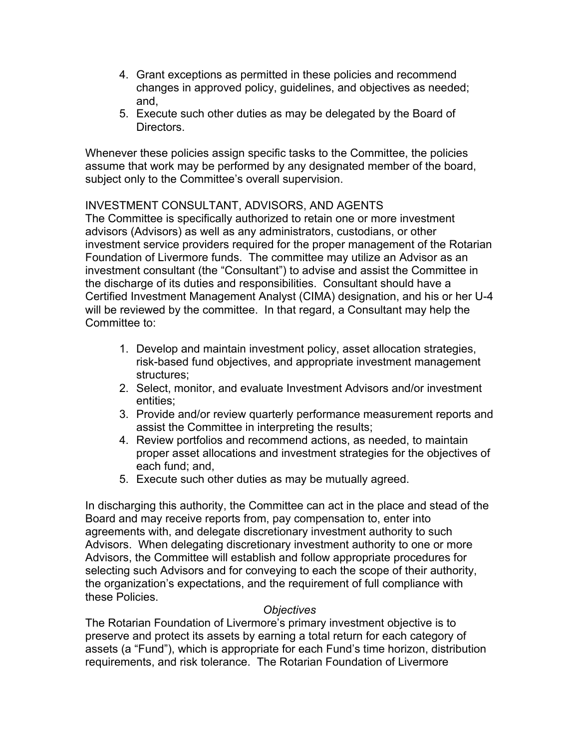4. Grant exceptions as permitted in these policies and recommend changes in approved policy, guidelines, and objectives as needed; and,
5. Execute such other duties as may be delegated by the Board of Directors.

Whenever these policies assign specific tasks to the Committee, the policies assume that work may be performed by any designated member of the board, subject only to the Committee's overall supervision.

INVESTMENT CONSULTANT, ADVISORS, AND AGENTS

The Committee is specifically authorized to retain one or more investment advisors (Advisors) as well as any administrators, custodians, or other investment service providers required for the proper management of the Rotarian Foundation of Livermore funds. The committee may utilize an Advisor as an investment consultant (the "Consultant") to advise and assist the Committee in the discharge of its duties and responsibilities. Consultant should have a Certified Investment Management Analyst (CIMA) designation, and his or her U-4 will be reviewed by the committee. In that regard, a Consultant may help the Committee to:

1. Develop and maintain investment policy, asset allocation strategies, risk-based fund objectives, and appropriate investment management structures;
2. Select, monitor, and evaluate Investment Advisors and/or investment entities;
3. Provide and/or review quarterly performance measurement reports and assist the Committee in interpreting the results;
4. Review portfolios and recommend actions, as needed, to maintain proper asset allocations and investment strategies for the objectives of each fund; and,
5. Execute such other duties as may be mutually agreed.

In discharging this authority, the Committee can act in the place and stead of the Board and may receive reports from, pay compensation to, enter into agreements with, and delegate discretionary investment authority to such Advisors. When delegating discretionary investment authority to one or more Advisors, the Committee will establish and follow appropriate procedures for selecting such Advisors and for conveying to each the scope of their authority, the organization's expectations, and the requirement of full compliance with these Policies.

*Objectives*

The Rotarian Foundation of Livermore's primary investment objective is to preserve and protect its assets by earning a total return for each category of assets (a "Fund"), which is appropriate for each Fund's time horizon, distribution requirements, and risk tolerance. The Rotarian Foundation of Livermore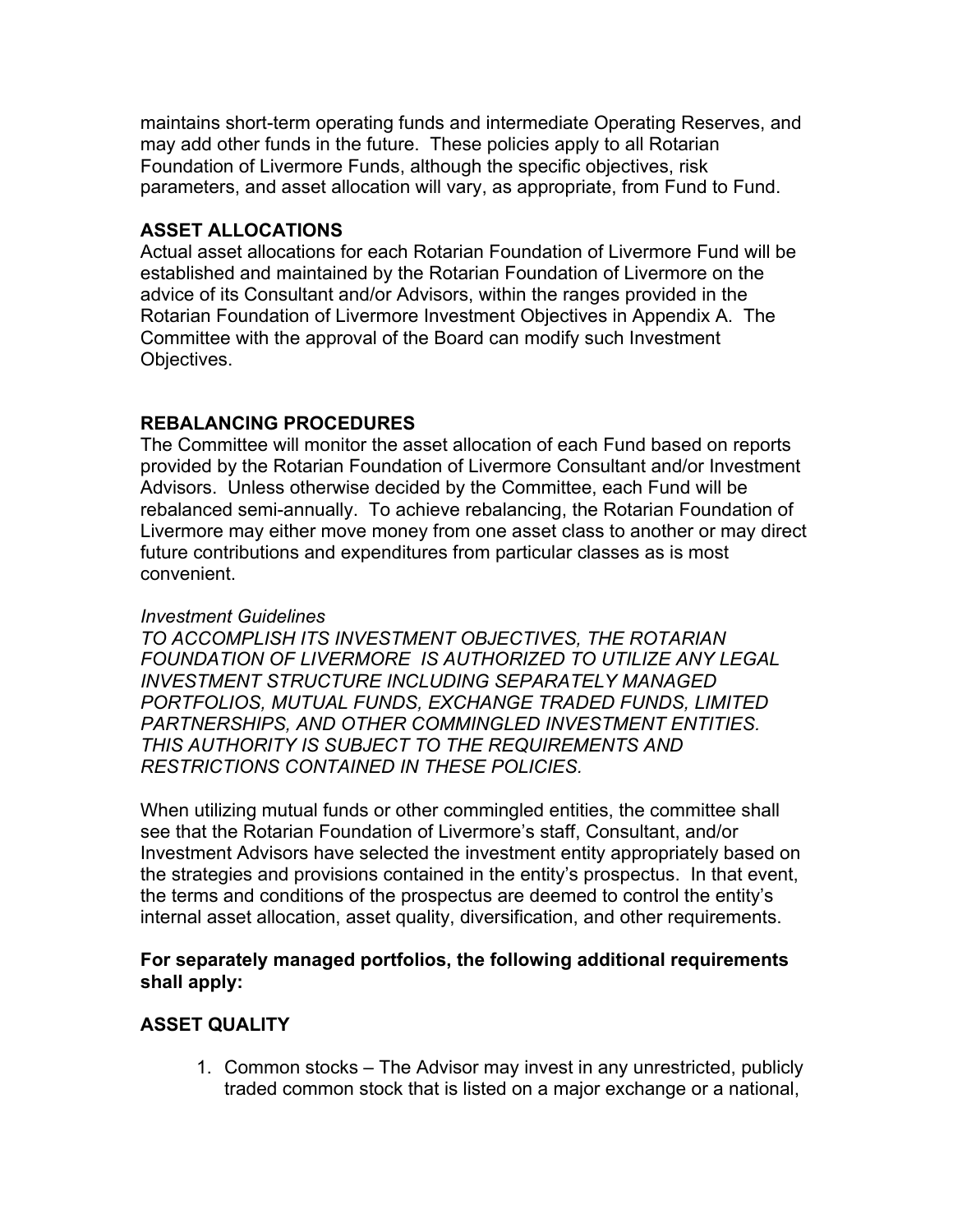maintains short-term operating funds and intermediate Operating Reserves, and may add other funds in the future. These policies apply to all Rotarian Foundation of Livermore Funds, although the specific objectives, risk parameters, and asset allocation will vary, as appropriate, from Fund to Fund.

## ASSET ALLOCATIONS

Actual asset allocations for each Rotarian Foundation of Livermore Fund will be established and maintained by the Rotarian Foundation of Livermore on the advice of its Consultant and/or Advisors, within the ranges provided in the Rotarian Foundation of Livermore Investment Objectives in Appendix A. The Committee with the approval of the Board can modify such Investment Objectives.

## REBALANCING PROCEDURES

The Committee will monitor the asset allocation of each Fund based on reports provided by the Rotarian Foundation of Livermore Consultant and/or Investment Advisors. Unless otherwise decided by the Committee, each Fund will be rebalanced semi-annually. To achieve rebalancing, the Rotarian Foundation of Livermore may either move money from one asset class to another or may direct future contributions and expenditures from particular classes as is most convenient.

*Investment Guidelines*

*TO ACCOMPLISH ITS INVESTMENT OBJECTIVES, THE ROTARIAN FOUNDATION OF LIVERMORE IS AUTHORIZED TO UTILIZE ANY LEGAL INVESTMENT STRUCTURE INCLUDING SEPARATELY MANAGED PORTFOLIOS, MUTUAL FUNDS, EXCHANGE TRADED FUNDS, LIMITED PARTNERSHIPS, AND OTHER COMMINGLED INVESTMENT ENTITIES. THIS AUTHORITY IS SUBJECT TO THE REQUIREMENTS AND RESTRICTIONS CONTAINED IN THESE POLICIES.*

When utilizing mutual funds or other commingled entities, the committee shall see that the Rotarian Foundation of Livermore's staff, Consultant, and/or Investment Advisors have selected the investment entity appropriately based on the strategies and provisions contained in the entity's prospectus. In that event, the terms and conditions of the prospectus are deemed to control the entity's internal asset allocation, asset quality, diversification, and other requirements.

**For separately managed portfolios, the following additional requirements shall apply:**

## ASSET QUALITY

1. Common stocks – The Advisor may invest in any unrestricted, publicly traded common stock that is listed on a major exchange or a national,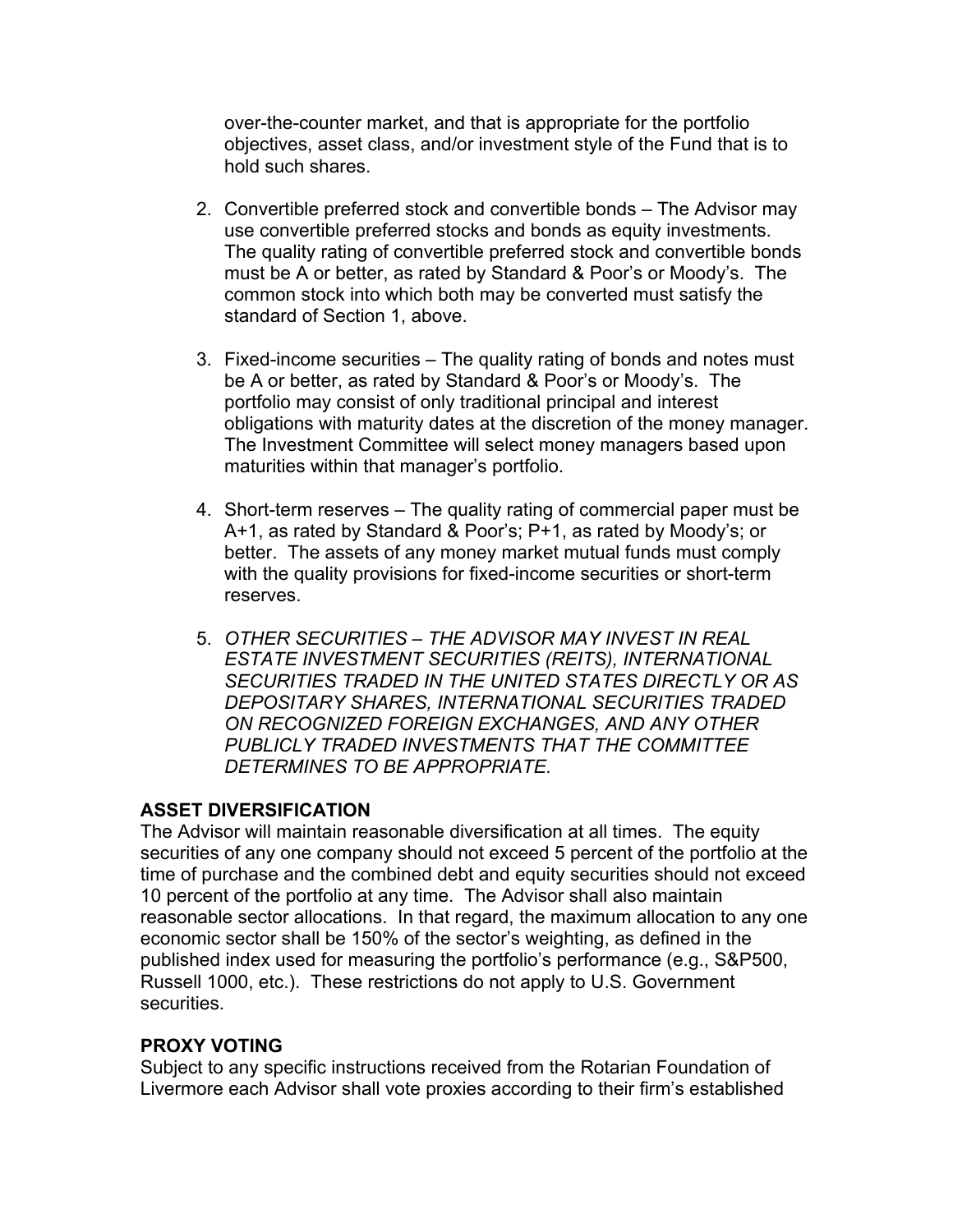over-the-counter market, and that is appropriate for the portfolio objectives, asset class, and/or investment style of the Fund that is to hold such shares.

2. Convertible preferred stock and convertible bonds – The Advisor may use convertible preferred stocks and bonds as equity investments. The quality rating of convertible preferred stock and convertible bonds must be A or better, as rated by Standard & Poor's or Moody's. The common stock into which both may be converted must satisfy the standard of Section 1, above.

3. Fixed-income securities – The quality rating of bonds and notes must be A or better, as rated by Standard & Poor's or Moody's. The portfolio may consist of only traditional principal and interest obligations with maturity dates at the discretion of the money manager. The Investment Committee will select money managers based upon maturities within that manager's portfolio.

4. Short-term reserves – The quality rating of commercial paper must be A+1, as rated by Standard & Poor's; P+1, as rated by Moody's; or better. The assets of any money market mutual funds must comply with the quality provisions for fixed-income securities or short-term reserves.

5. *OTHER SECURITIES – THE ADVISOR MAY INVEST IN REAL ESTATE INVESTMENT SECURITIES (REITS), INTERNATIONAL SECURITIES TRADED IN THE UNITED STATES DIRECTLY OR AS DEPOSITARY SHARES, INTERNATIONAL SECURITIES TRADED ON RECOGNIZED FOREIGN EXCHANGES, AND ANY OTHER PUBLICLY TRADED INVESTMENTS THAT THE COMMITTEE DETERMINES TO BE APPROPRIATE.*

**ASSET DIVERSIFICATION**

The Advisor will maintain reasonable diversification at all times. The equity securities of any one company should not exceed 5 percent of the portfolio at the time of purchase and the combined debt and equity securities should not exceed 10 percent of the portfolio at any time. The Advisor shall also maintain reasonable sector allocations. In that regard, the maximum allocation to any one economic sector shall be 150% of the sector's weighting, as defined in the published index used for measuring the portfolio's performance (e.g., S&P500, Russell 1000, etc.). These restrictions do not apply to U.S. Government securities.

**PROXY VOTING**

Subject to any specific instructions received from the Rotarian Foundation of Livermore each Advisor shall vote proxies according to their firm's established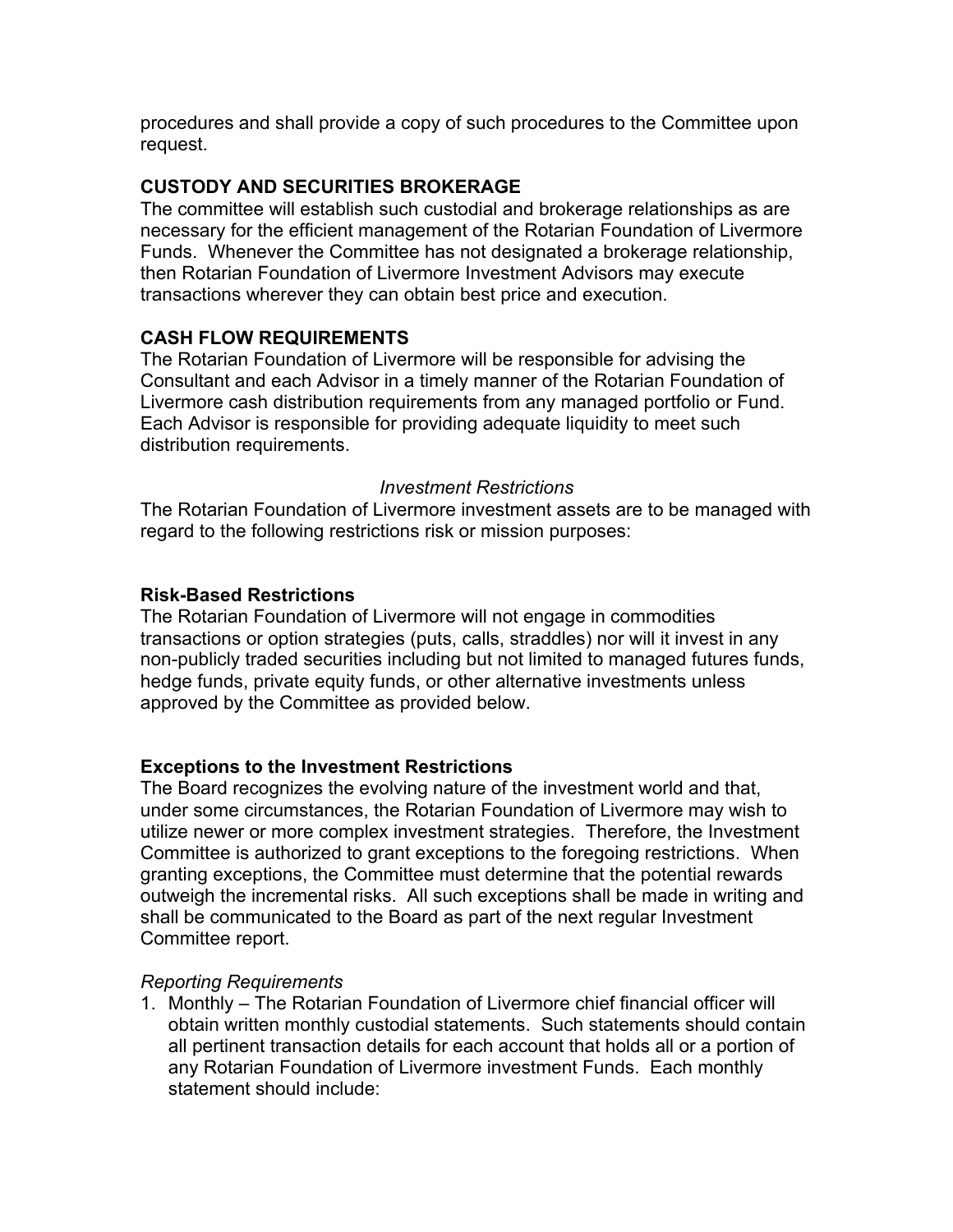procedures and shall provide a copy of such procedures to the Committee upon request.

**CUSTODY AND SECURITIES BROKERAGE**

The committee will establish such custodial and brokerage relationships as are necessary for the efficient management of the Rotarian Foundation of Livermore Funds. Whenever the Committee has not designated a brokerage relationship, then Rotarian Foundation of Livermore Investment Advisors may execute transactions wherever they can obtain best price and execution.

**CASH FLOW REQUIREMENTS**

The Rotarian Foundation of Livermore will be responsible for advising the Consultant and each Advisor in a timely manner of the Rotarian Foundation of Livermore cash distribution requirements from any managed portfolio or Fund. Each Advisor is responsible for providing adequate liquidity to meet such distribution requirements.

*Investment Restrictions*

The Rotarian Foundation of Livermore investment assets are to be managed with regard to the following restrictions risk or mission purposes:

**Risk-Based Restrictions**

The Rotarian Foundation of Livermore will not engage in commodities transactions or option strategies (puts, calls, straddles) nor will it invest in any non-publicly traded securities including but not limited to managed futures funds, hedge funds, private equity funds, or other alternative investments unless approved by the Committee as provided below.

**Exceptions to the Investment Restrictions**

The Board recognizes the evolving nature of the investment world and that, under some circumstances, the Rotarian Foundation of Livermore may wish to utilize newer or more complex investment strategies. Therefore, the Investment Committee is authorized to grant exceptions to the foregoing restrictions. When granting exceptions, the Committee must determine that the potential rewards outweigh the incremental risks. All such exceptions shall be made in writing and shall be communicated to the Board as part of the next regular Investment Committee report.

*Reporting Requirements*

1. Monthly – The Rotarian Foundation of Livermore chief financial officer will obtain written monthly custodial statements. Such statements should contain all pertinent transaction details for each account that holds all or a portion of any Rotarian Foundation of Livermore investment Funds. Each monthly statement should include: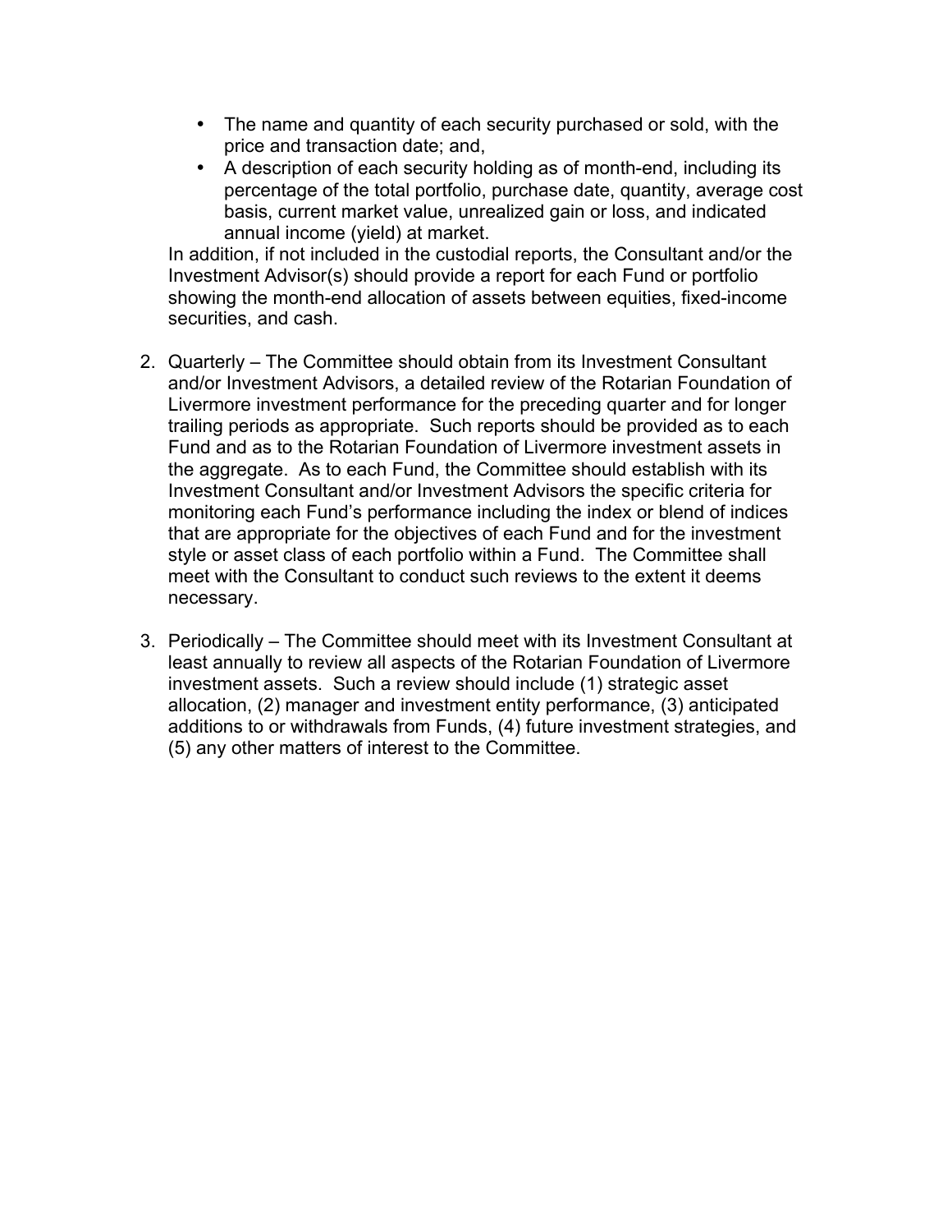- The name and quantity of each security purchased or sold, with the price and transaction date; and,
- A description of each security holding as of month-end, including its percentage of the total portfolio, purchase date, quantity, average cost basis, current market value, unrealized gain or loss, and indicated annual income (yield) at market.

In addition, if not included in the custodial reports, the Consultant and/or the Investment Advisor(s) should provide a report for each Fund or portfolio showing the month-end allocation of assets between equities, fixed-income securities, and cash.

2. Quarterly – The Committee should obtain from its Investment Consultant and/or Investment Advisors, a detailed review of the Rotarian Foundation of Livermore investment performance for the preceding quarter and for longer trailing periods as appropriate. Such reports should be provided as to each Fund and as to the Rotarian Foundation of Livermore investment assets in the aggregate. As to each Fund, the Committee should establish with its Investment Consultant and/or Investment Advisors the specific criteria for monitoring each Fund's performance including the index or blend of indices that are appropriate for the objectives of each Fund and for the investment style or asset class of each portfolio within a Fund. The Committee shall meet with the Consultant to conduct such reviews to the extent it deems necessary.

3. Periodically – The Committee should meet with its Investment Consultant at least annually to review all aspects of the Rotarian Foundation of Livermore investment assets. Such a review should include (1) strategic asset allocation, (2) manager and investment entity performance, (3) anticipated additions to or withdrawals from Funds, (4) future investment strategies, and (5) any other matters of interest to the Committee.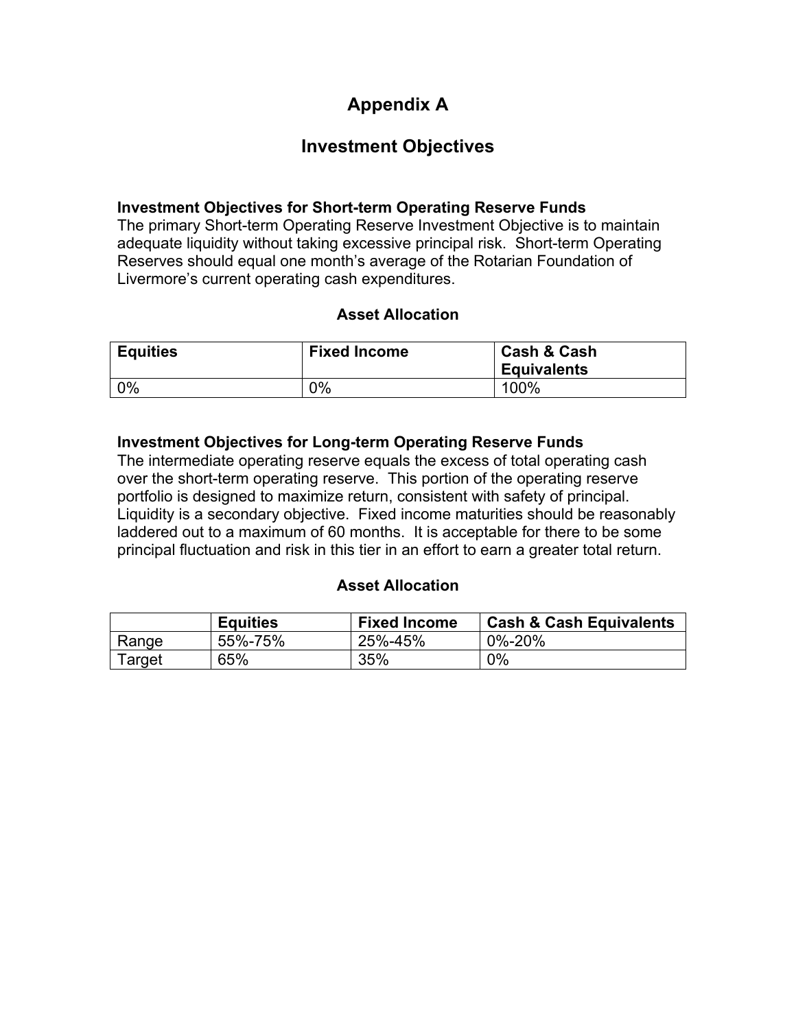# Appendix A

## Investment Objectives

**Investment Objectives for Short-term Operating Reserve Funds**
The primary Short-term Operating Reserve Investment Objective is to maintain adequate liquidity without taking excessive principal risk. Short-term Operating Reserves should equal one month's average of the Rotarian Foundation of Livermore's current operating cash expenditures.

**Asset Allocation**

| Equities | Fixed Income | Cash & Cash Equivalents |
|---|---|---|
| 0% | 0% | 100% |

**Investment Objectives for Long-term Operating Reserve Funds**
The intermediate operating reserve equals the excess of total operating cash over the short-term operating reserve. This portion of the operating reserve portfolio is designed to maximize return, consistent with safety of principal. Liquidity is a secondary objective. Fixed income maturities should be reasonably laddered out to a maximum of 60 months. It is acceptable for there to be some principal fluctuation and risk in this tier in an effort to earn a greater total return.

**Asset Allocation**

| | Equities | Fixed Income | Cash & Cash Equivalents |
|---|---|---|---|
| Range | 55%-75% | 25%-45% | 0%-20% |
| Target | 65% | 35% | 0% |